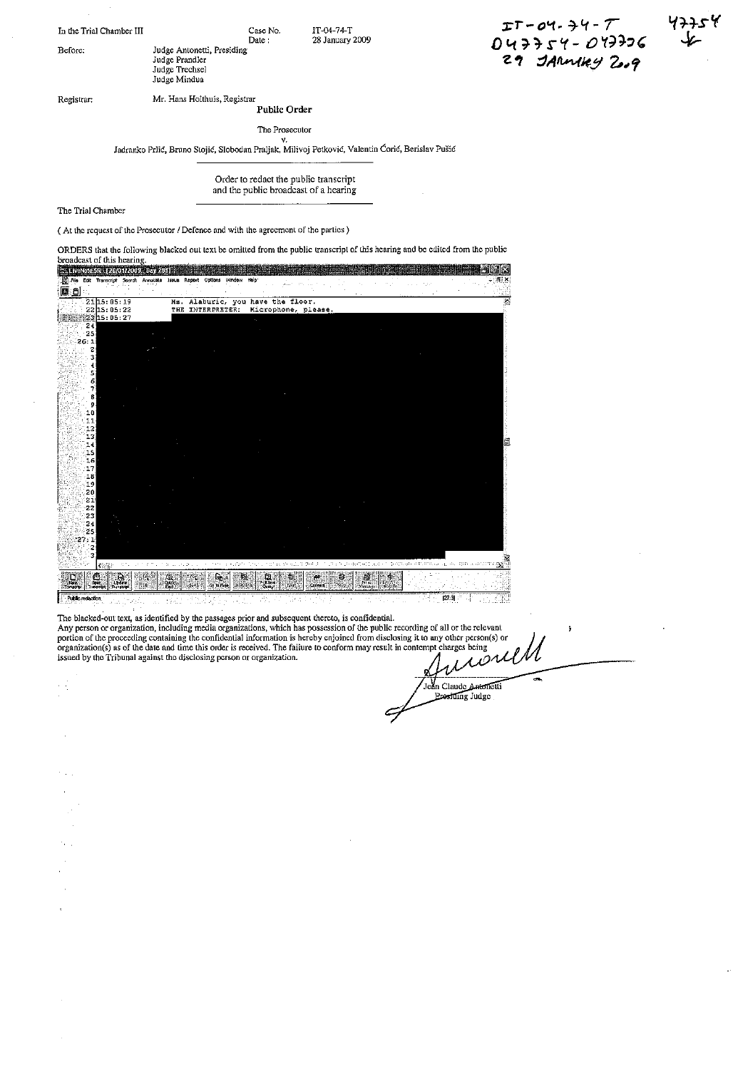In the Trial Chamber III

Case No. IT-04-74-T

Date: 28 January 2009

IT-04-74-T
047754-047736
29 JANUARY 2009

47754

Before: Judge Antonetti, Presiding
Judge Prandler
Judge Trechsel
Judge Mindua

Registrar: Mr. Hans Holthuis, Registrar

**Public Order**

The Prosecutor
v.
Jadranko Prlić, Bruno Stojić, Slobodan Praljak, Milivoj Petković, Valentin Ćorić, Berislav Pušić

Order to redact the public transcript and the public broadcast of a hearing

The Trial Chamber

( At the request of the Prosecutor / Defence and with the agreement of the parties )

ORDERS that the following blacked out text be omitted from the public transcript of this hearing and be edited from the public broadcast of this hearing.

```
21 15:05:19    Ms. Alaburic, you have the floor.
22 15:05:22    THE INTERPRETER: Microphone, please.
23 15:05:27
24
25
26:1
2
3
4
5
6
7
8
9
10
11
12
13
14
15
16
17
18
19
20
21
22
23
24
25
27:1
2
3
```

The blacked-out text, as identified by the passages prior and subsequent thereto, is confidential.

Any person or organization, including media organizations, which has possession of the public recording of all or the relevant portion of the proceeding containing the confidential information is hereby enjoined from disclosing it to any other person(s) or organization(s) as of the date and time this order is received. The failure to conform may result in contempt charges being issued by the Tribunal against the disclosing person or organization.

Jean Claude Antonetti
Presiding Judge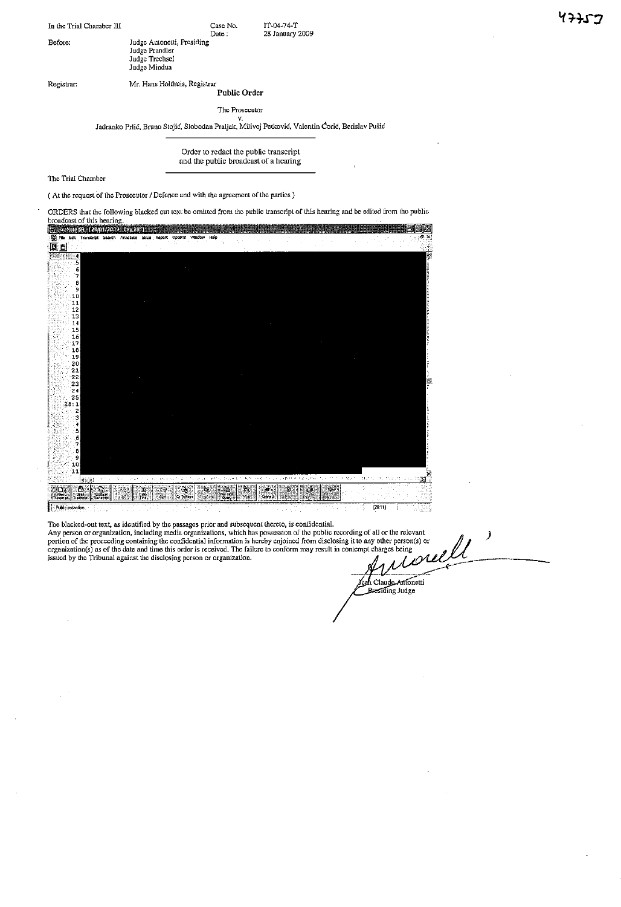In the Trial Chamber III

Case No. IT-04-74-T

Date: 28 January 2009

Before: Judge Antonetti, Presiding
Judge Prandler
Judge Trechsel
Judge Mindua

Registrar: Mr. Hans Holthuis, Registrar

**Public Order**

The Prosecutor
v.
Jadranko Prlić, Bruno Stojić, Slobodan Praljak, Milivoj Petković, Valentin Ćorić, Berislav Pušić

Order to redact the public transcript
and the public broadcast of a hearing

The Trial Chamber

( At the request of the Prosecutor / Defence and with the agreement of the parties )

ORDERS that the following blacked out text be omitted from the public transcript of this hearing and be edited from the public broadcast of this hearing.

The blacked-out text, as identified by the passages prior and subsequent thereto, is confidential.
Any person or organization, including media organizations, which has possession of the public recording of all or the relevant portion of the proceeding containing the confidential information is hereby enjoined from disclosing it to any other person(s) or organization(s) as of the date and time this order is received. The failure to conform may result in contempt charges being issued by the Tribunal against the disclosing person or organization.

Jean Claude Antonetti
Presiding Judge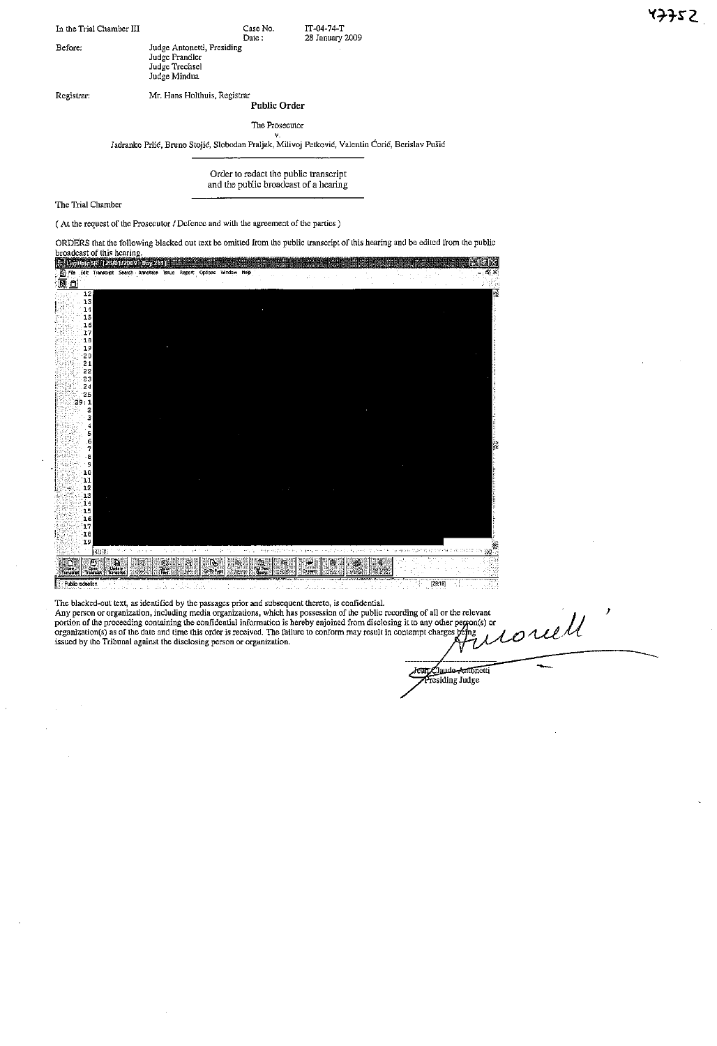47752

In the Trial Chamber III | Case No. IT-04-74-T
---|---
 | Date: 28 January 2009

Before: Judge Antonetti, Presiding
Judge Prandler
Judge Trechsel
Judge Mindua

Registrar: Mr. Hans Holthuis, Registrar

**Public Order**

The Prosecutor
v.
Jadranko Prlić, Bruno Stojić, Slobodan Praljak, Milivoj Petković, Valentin Ćorić, Berislav Pušić

Order to redact the public transcript and the public broadcast of a hearing

The Trial Chamber

( At the request of the Prosecutor / Defence and with the agreement of the parties )

ORDERS that the following blacked out text be omitted from the public transcript of this hearing and be edited from the public broadcast of this hearing.

The blacked-out text, as identified by the passages prior and subsequent thereto, is confidential.
Any person or organization, including media organizations, which has possession of the public recording of all or the relevant portion of the proceeding containing the confidential information is hereby enjoined from disclosing it to any other person(s) or organization(s) as of the date and time this order is received. The failure to conform may result in contempt charges being issued by the Tribunal against the disclosing person or organization.

Jean-Claude Antonetti
Presiding Judge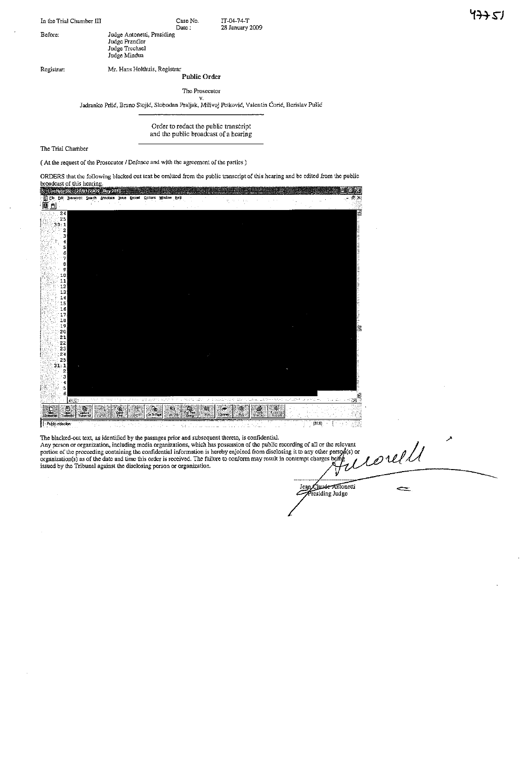In the Trial Chamber III

Case No. IT-04-74-T

Date: 28 January 2009

Before: Judge Antonetti, Presiding
Judge Prandler
Judge Trechsel
Judge Mindua

Registrar: Mr. Hans Holthuis, Registrar

**Public Order**

The Prosecutor
v.
Jadranko Prlić, Bruno Stojić, Slobodan Praljak, Milivoj Petković, Valentin Ćorić, Berislav Pušić

---

Order to redact the public transcript
and the public broadcast of a hearing

---

The Trial Chamber

( At the request of the Prosecutor / Defence and with the agreement of the parties )

ORDERS that the following blacked out text be omitted from the public transcript of this hearing and be edited from the public broadcast of this hearing.

24
25
30: 1
2
3
4
5
6
7
8
9
10
11
12
13
14
15
16
17
18
19
20
21
22
23
24
25
31: 1
2
3
4
5
6

Public redaction [31:6]

The blacked-out text, as identified by the passages prior and subsequent thereto, is confidential.
Any person or organization, including media organizations, which has possession of the public recording of all or the relevant portion of the proceeding containing the confidential information is hereby enjoined from disclosing it to any other person(s) or organization(s) as of the date and time this order is received. The failure to conform may result in contempt charges being issued by the Tribunal against the disclosing person or organization.

Jean Claude Antonetti
Presiding Judge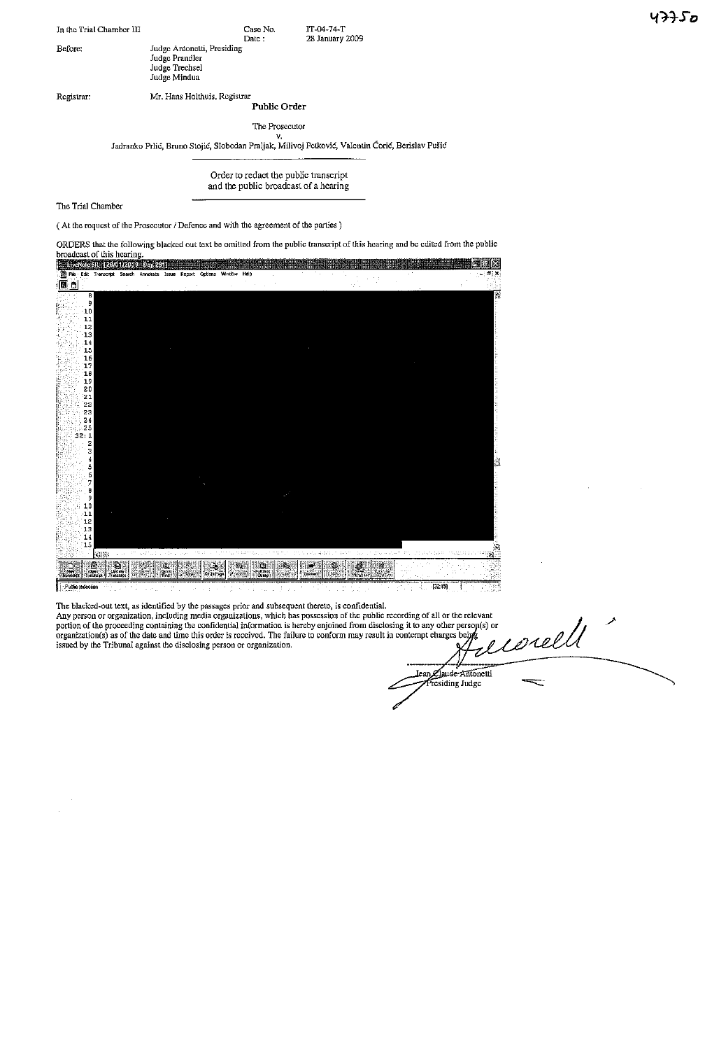In the Trial Chamber III

Case No. IT-04-74-T

Date : 28 January 2009

Before: Judge Antonetti, Presiding
Judge Prandler
Judge Trechsel
Judge Mindua

Registrar: Mr. Hans Holthuis, Registrar

**Public Order**

The Prosecutor
v.
Jadranko Prlić, Bruno Stojić, Slobodan Praljak, Milivoj Petković, Valentin Ćorić, Berislav Pušić

Order to redact the public transcript
and the public broadcast of a hearing

The Trial Chamber

( At the request of the Prosecutor / Defence and with the agreement of the parties )

ORDERS that the following blacked out text be omitted from the public transcript of this hearing and be edited from the public broadcast of this hearing.

The blacked-out text, as identified by the passages prior and subsequent thereto, is confidential.

Any person or organization, including media organizations, which has possession of the public recording of all or the relevant portion of the proceeding containing the confidential information is hereby enjoined from disclosing it to any other person(s) or organization(s) as of the date and time this order is received. The failure to conform may result in contempt charges being issued by the Tribunal against the disclosing person or organization.

Jean Claude Antonetti
Presiding Judge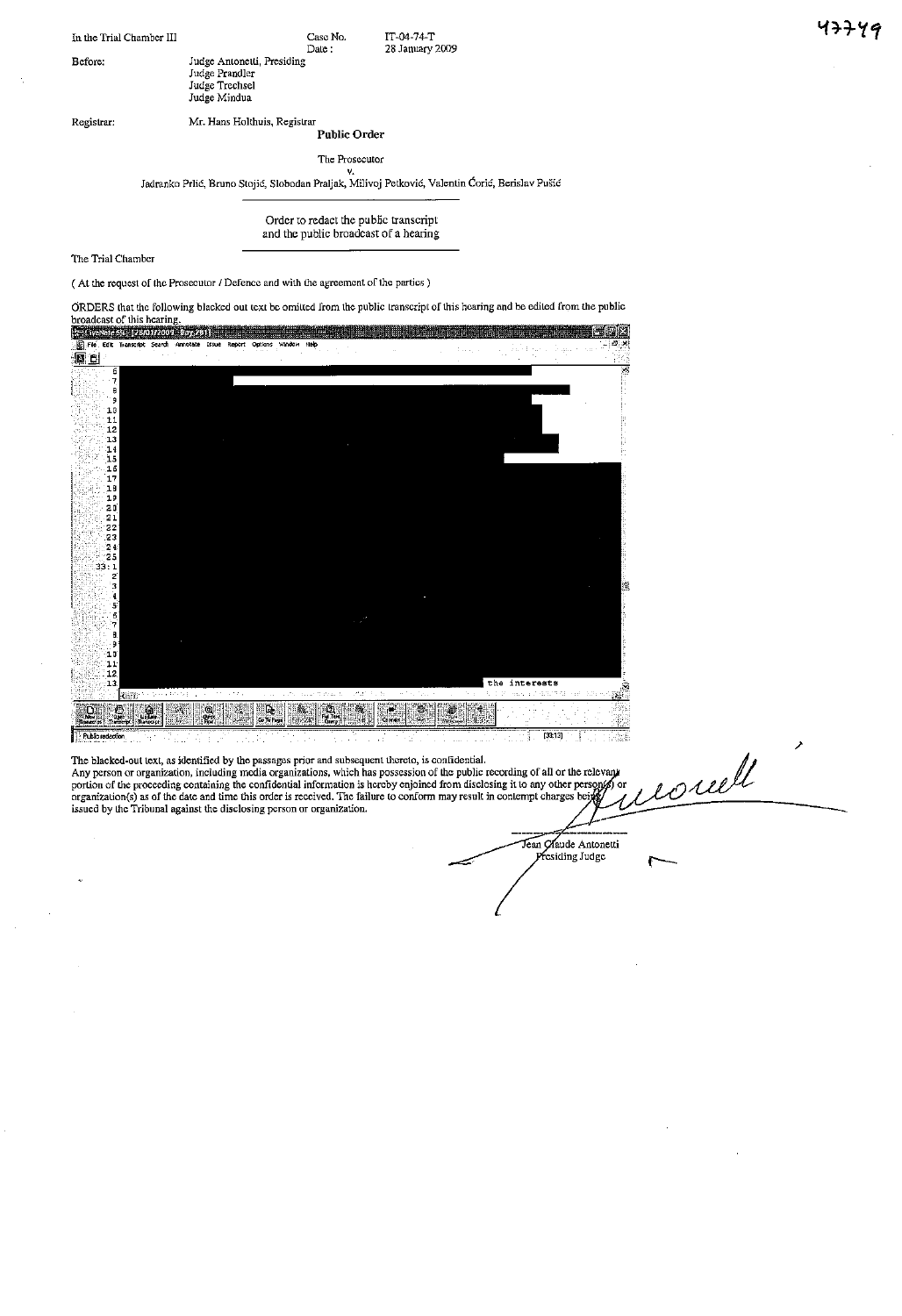In the Trial Chamber III

Case No. IT-04-74-T

Date : 28 January 2009

Before: Judge Antonetti, Presiding
Judge Prandler
Judge Trechsel
Judge Mindua

Registrar: Mr. Hans Holthuis, Registrar

**Public Order**

The Prosecutor
v.
Jadranko Prlić, Bruno Stojić, Slobodan Praljak, Milivoj Petković, Valentin Ćorić, Berislav Pušić

Order to redact the public transcript
and the public broadcast of a hearing

The Trial Chamber

( At the request of the Prosecutor / Defence and with the agreement of the parties )

ORDERS that the following blacked out text be omitted from the public transcript of this hearing and be edited from the public broadcast of this hearing.

```
6
7
8
9
10
11
12
13
14
15
16
17
18
19
20
21
22
23
24
25
33:1
2
3
4
5
6
7
8
9
10
11
12
13                                          the interests
```

[33:13]

The blacked-out text, as identified by the passages prior and subsequent thereto, is confidential.
Any person or organization, including media organizations, which has possession of the public recording of all or the relevant portion of the proceeding containing the confidential information is hereby enjoined from disclosing it to any other person(s) or organization(s) as of the date and time this order is received. The failure to conform may result in contempt charges being issued by the Tribunal against the disclosing person or organization.

Jean Claude Antonetti
Presiding Judge